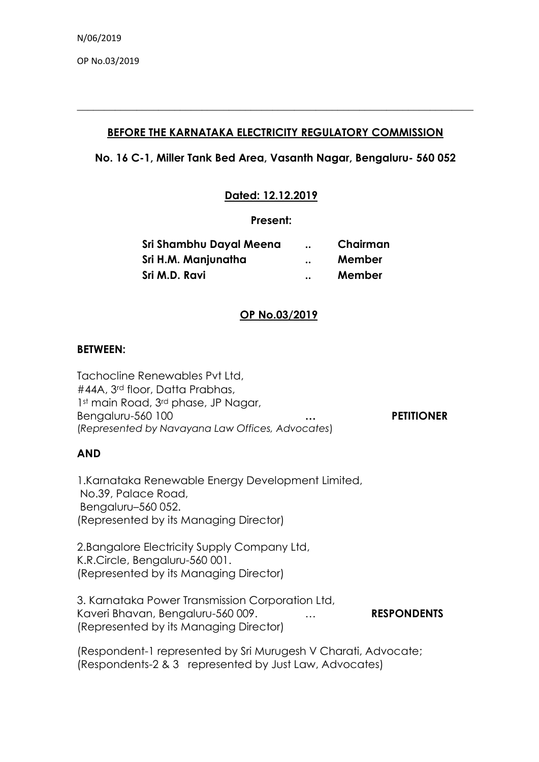N/06/2019

OP No.03/2019

---

**BEFORE THE KARNATAKA ELECTRICITY REGULATORY COMMISSION**

**No. 16 C-1, Miller Tank Bed Area, Vasanth Nagar, Bengaluru- 560 052**

**Dated: 12.12.2019**

**Present:**

| | | |
|---|---|---|
| **Sri Shambhu Dayal Meena** | .. | **Chairman** |
| **Sri H.M. Manjunatha** | .. | **Member** |
| **Sri M.D. Ravi** | .. | **Member** |

**OP No.03/2019**

**BETWEEN:**

Tachocline Renewables Pvt Ltd,
#44A, 3rd floor, Datta Prabhas,
1st main Road, 3rd phase, JP Nagar,
Bengaluru-560 100 … **PETITIONER**
(*Represented by Navayana Law Offices, Advocates*)

**AND**

1.Karnataka Renewable Energy Development Limited,
No.39, Palace Road,
Bengaluru–560 052.
(Represented by its Managing Director)

2.Bangalore Electricity Supply Company Ltd,
K.R.Circle, Bengaluru-560 001.
(Represented by its Managing Director)

3. Karnataka Power Transmission Corporation Ltd,
Kaveri Bhavan, Bengaluru-560 009. … **RESPONDENTS**
(Represented by its Managing Director)

(Respondent-1 represented by Sri Murugesh V Charati, Advocate;
(Respondents-2 & 3 represented by Just Law, Advocates)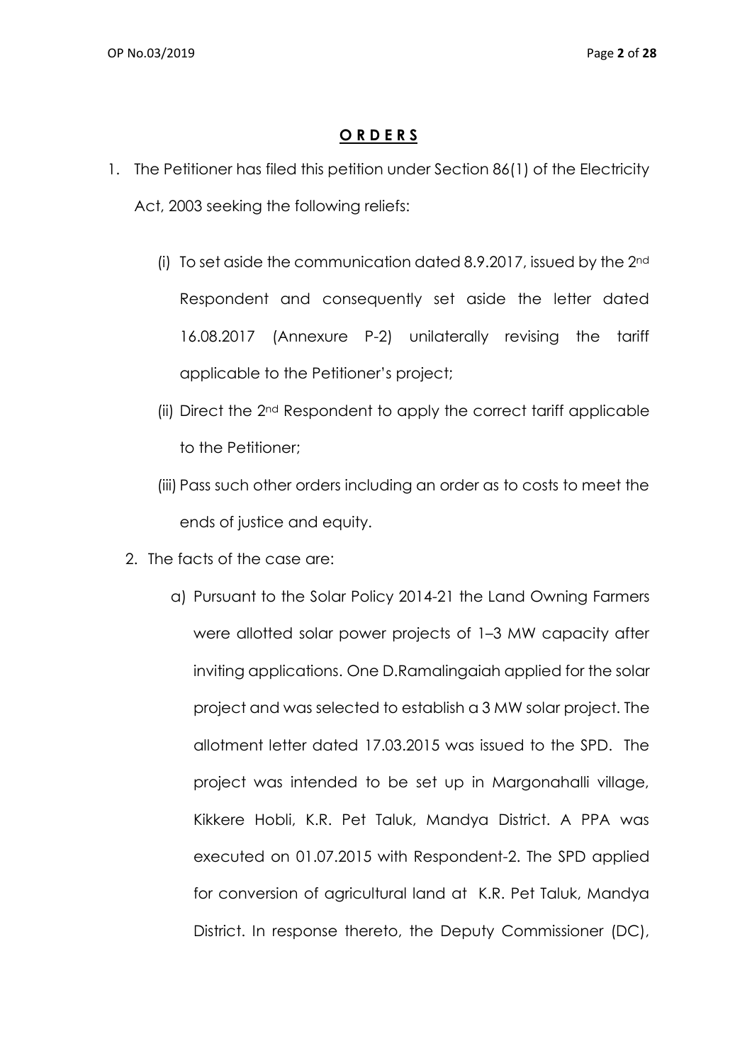## **O R D E R S**

1. The Petitioner has filed this petition under Section 86(1) of the Electricity Act, 2003 seeking the following reliefs:

   (i) To set aside the communication dated 8.9.2017, issued by the 2nd Respondent and consequently set aside the letter dated 16.08.2017 (Annexure P-2) unilaterally revising the tariff applicable to the Petitioner's project;

   (ii) Direct the 2nd Respondent to apply the correct tariff applicable to the Petitioner;

   (iii) Pass such other orders including an order as to costs to meet the ends of justice and equity.

2. The facts of the case are:

   a) Pursuant to the Solar Policy 2014-21 the Land Owning Farmers were allotted solar power projects of 1–3 MW capacity after inviting applications. One D.Ramalingaiah applied for the solar project and was selected to establish a 3 MW solar project. The allotment letter dated 17.03.2015 was issued to the SPD. The project was intended to be set up in Margonahalli village, Kikkere Hobli, K.R. Pet Taluk, Mandya District. A PPA was executed on 01.07.2015 with Respondent-2. The SPD applied for conversion of agricultural land at K.R. Pet Taluk, Mandya District. In response thereto, the Deputy Commissioner (DC),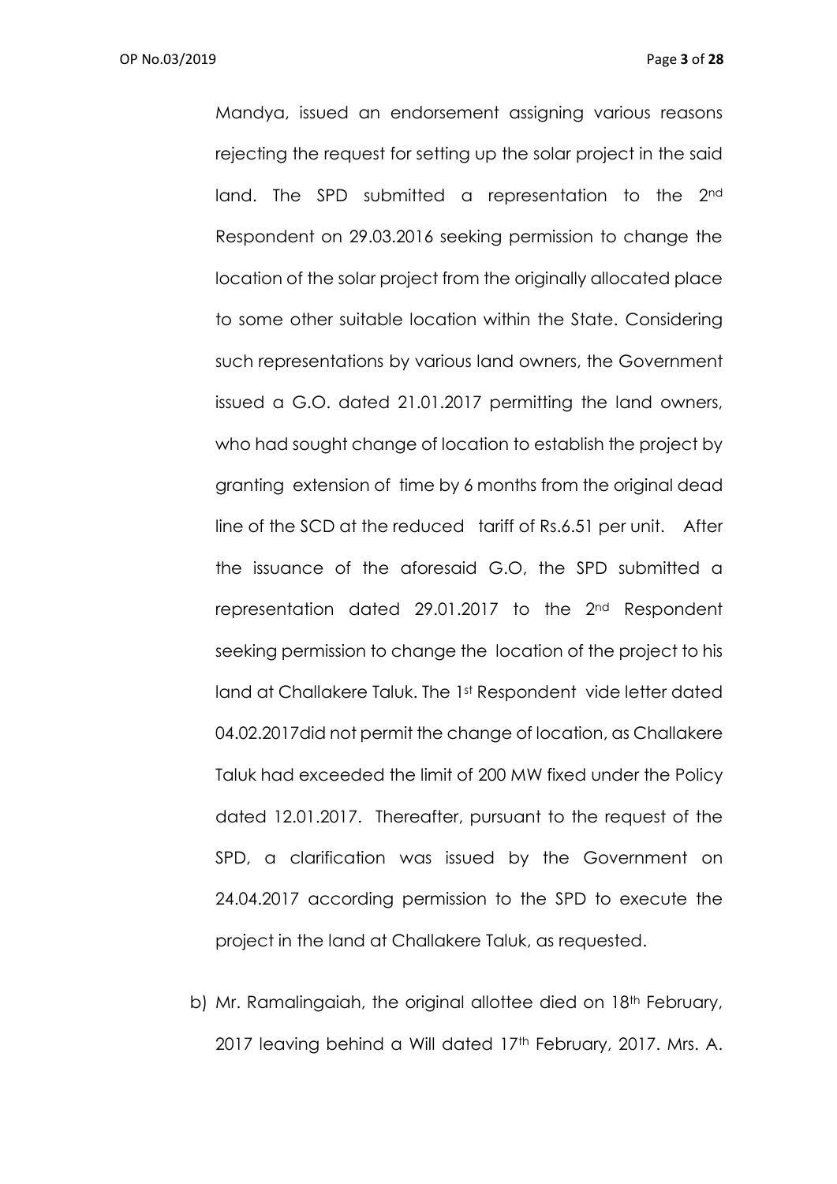Mandya, issued an endorsement assigning various reasons rejecting the request for setting up the solar project in the said land. The SPD submitted a representation to the 2nd Respondent on 29.03.2016 seeking permission to change the location of the solar project from the originally allocated place to some other suitable location within the State. Considering such representations by various land owners, the Government issued a G.O. dated 21.01.2017 permitting the land owners, who had sought change of location to establish the project by granting extension of time by 6 months from the original dead line of the SCD at the reduced tariff of Rs.6.51 per unit. After the issuance of the aforesaid G.O, the SPD submitted a representation dated 29.01.2017 to the 2nd Respondent seeking permission to change the location of the project to his land at Challakere Taluk. The 1st Respondent vide letter dated 04.02.2017did not permit the change of location, as Challakere Taluk had exceeded the limit of 200 MW fixed under the Policy dated 12.01.2017. Thereafter, pursuant to the request of the SPD, a clarification was issued by the Government on 24.04.2017 according permission to the SPD to execute the project in the land at Challakere Taluk, as requested.

b) Mr. Ramalingaiah, the original allottee died on 18th February, 2017 leaving behind a Will dated 17th February, 2017. Mrs. A.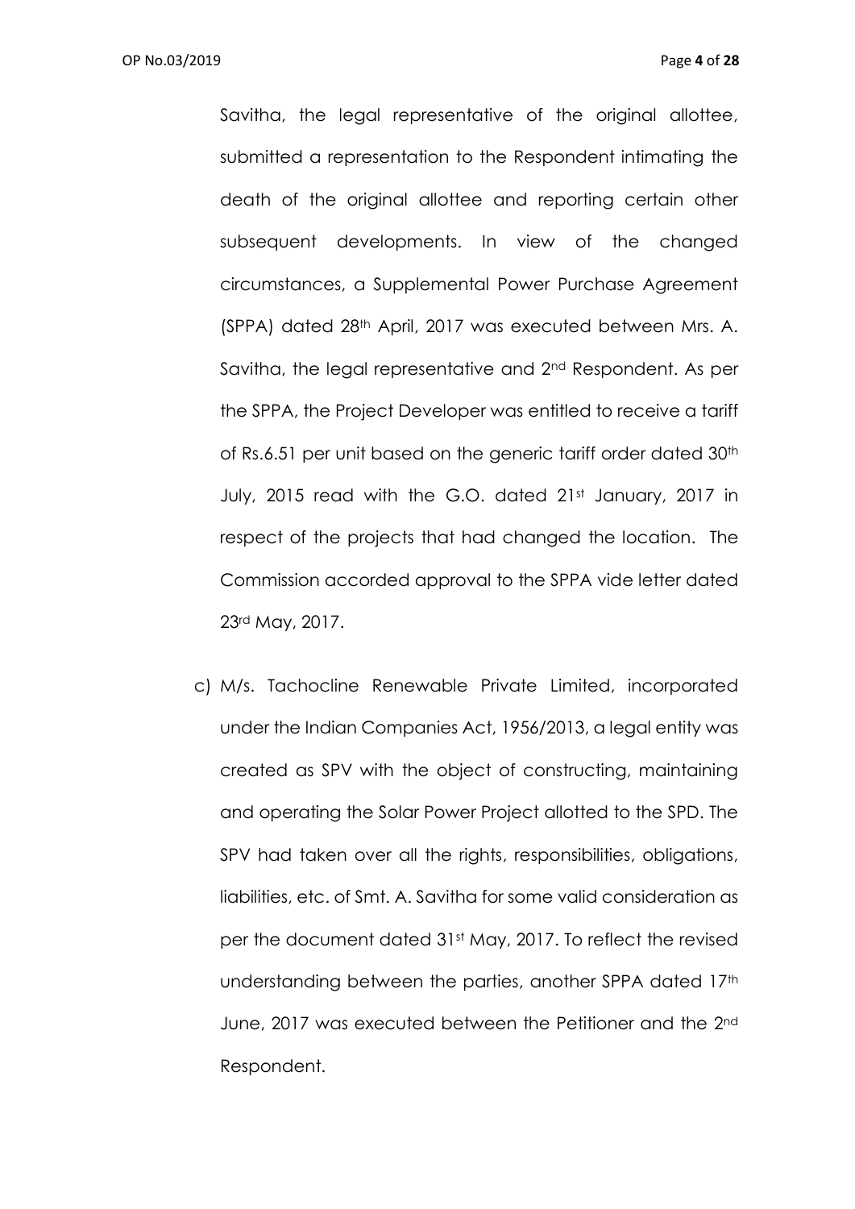Savitha, the legal representative of the original allottee, submitted a representation to the Respondent intimating the death of the original allottee and reporting certain other subsequent developments. In view of the changed circumstances, a Supplemental Power Purchase Agreement (SPPA) dated 28th April, 2017 was executed between Mrs. A. Savitha, the legal representative and 2nd Respondent. As per the SPPA, the Project Developer was entitled to receive a tariff of Rs.6.51 per unit based on the generic tariff order dated 30th July, 2015 read with the G.O. dated 21st January, 2017 in respect of the projects that had changed the location. The Commission accorded approval to the SPPA vide letter dated 23rd May, 2017.

c) M/s. Tachocline Renewable Private Limited, incorporated under the Indian Companies Act, 1956/2013, a legal entity was created as SPV with the object of constructing, maintaining and operating the Solar Power Project allotted to the SPD. The SPV had taken over all the rights, responsibilities, obligations, liabilities, etc. of Smt. A. Savitha for some valid consideration as per the document dated 31st May, 2017. To reflect the revised understanding between the parties, another SPPA dated 17th June, 2017 was executed between the Petitioner and the 2nd Respondent.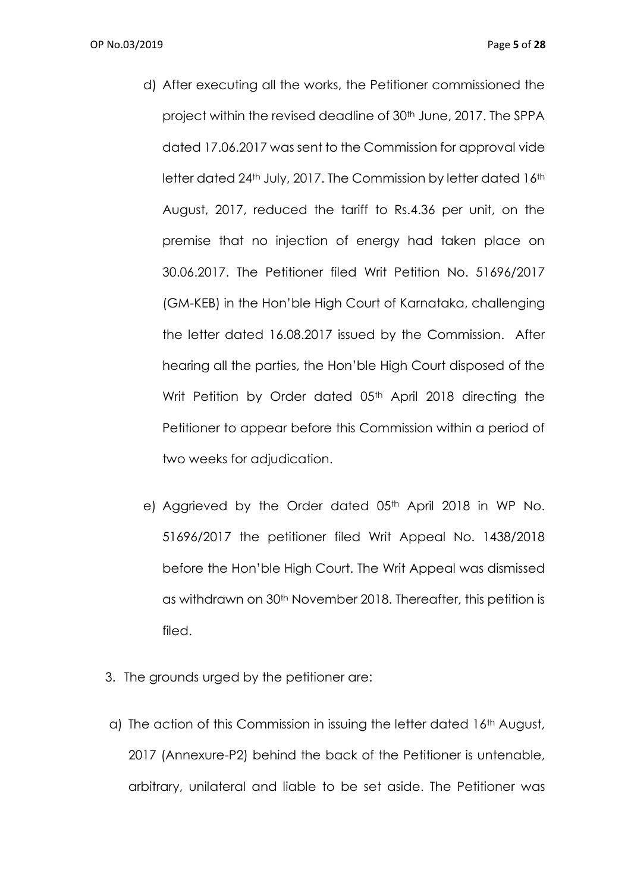d) After executing all the works, the Petitioner commissioned the project within the revised deadline of 30th June, 2017. The SPPA dated 17.06.2017 was sent to the Commission for approval vide letter dated 24th July, 2017. The Commission by letter dated 16th August, 2017, reduced the tariff to Rs.4.36 per unit, on the premise that no injection of energy had taken place on 30.06.2017. The Petitioner filed Writ Petition No. 51696/2017 (GM-KEB) in the Hon'ble High Court of Karnataka, challenging the letter dated 16.08.2017 issued by the Commission. After hearing all the parties, the Hon'ble High Court disposed of the Writ Petition by Order dated 05th April 2018 directing the Petitioner to appear before this Commission within a period of two weeks for adjudication.

e) Aggrieved by the Order dated 05th April 2018 in WP No. 51696/2017 the petitioner filed Writ Appeal No. 1438/2018 before the Hon'ble High Court. The Writ Appeal was dismissed as withdrawn on 30th November 2018. Thereafter, this petition is filed.

3. The grounds urged by the petitioner are:

a) The action of this Commission in issuing the letter dated 16th August, 2017 (Annexure-P2) behind the back of the Petitioner is untenable, arbitrary, unilateral and liable to be set aside. The Petitioner was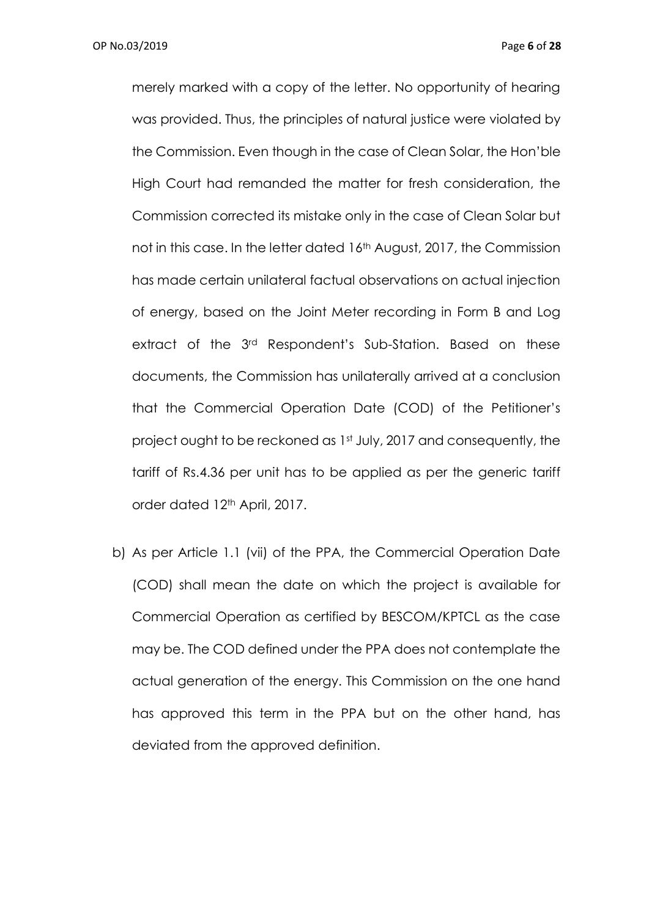merely marked with a copy of the letter. No opportunity of hearing was provided. Thus, the principles of natural justice were violated by the Commission. Even though in the case of Clean Solar, the Hon'ble High Court had remanded the matter for fresh consideration, the Commission corrected its mistake only in the case of Clean Solar but not in this case. In the letter dated 16th August, 2017, the Commission has made certain unilateral factual observations on actual injection of energy, based on the Joint Meter recording in Form B and Log extract of the 3rd Respondent's Sub-Station. Based on these documents, the Commission has unilaterally arrived at a conclusion that the Commercial Operation Date (COD) of the Petitioner's project ought to be reckoned as 1st July, 2017 and consequently, the tariff of Rs.4.36 per unit has to be applied as per the generic tariff order dated 12th April, 2017.

b) As per Article 1.1 (vii) of the PPA, the Commercial Operation Date (COD) shall mean the date on which the project is available for Commercial Operation as certified by BESCOM/KPTCL as the case may be. The COD defined under the PPA does not contemplate the actual generation of the energy. This Commission on the one hand has approved this term in the PPA but on the other hand, has deviated from the approved definition.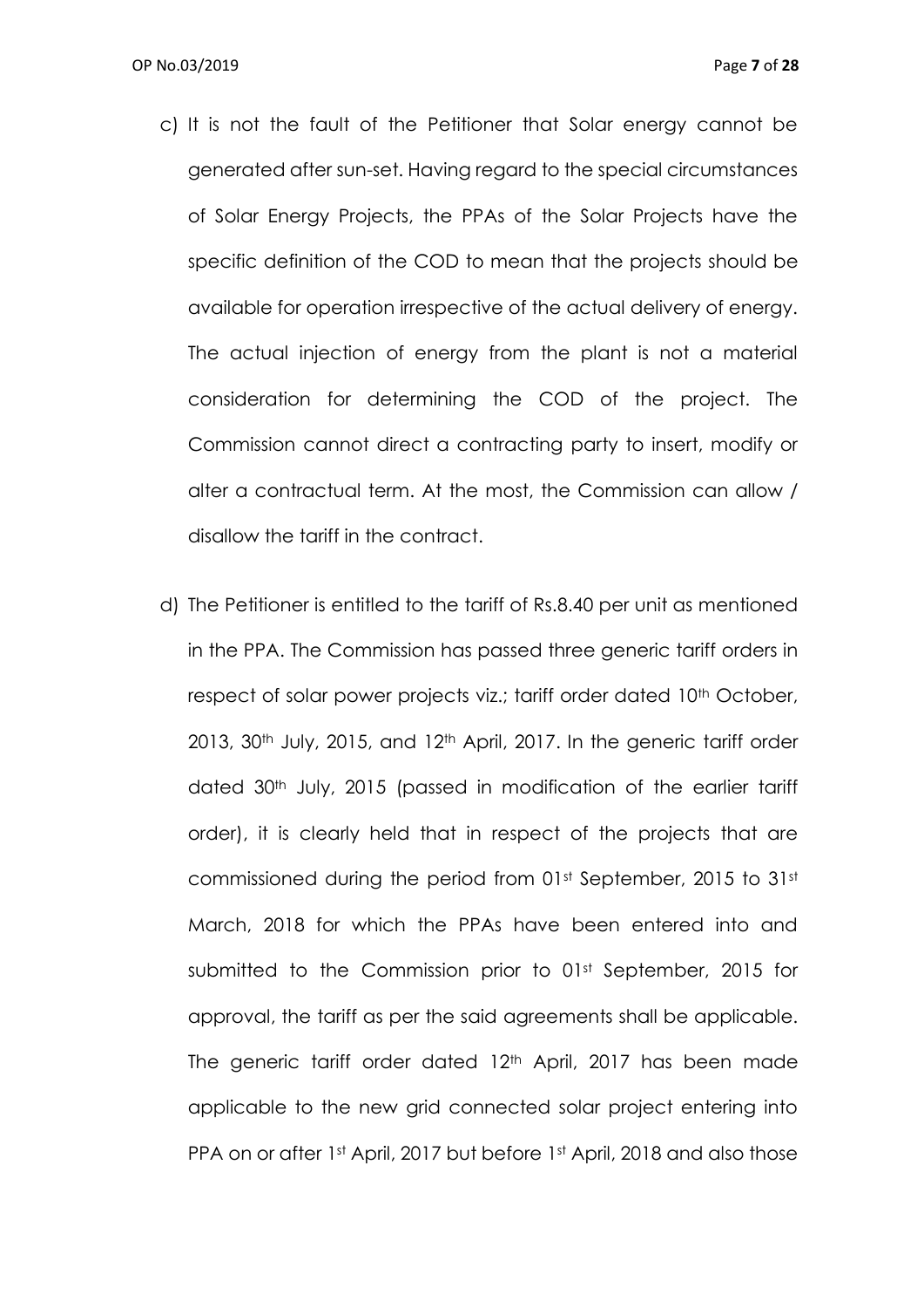c) It is not the fault of the Petitioner that Solar energy cannot be generated after sun-set. Having regard to the special circumstances of Solar Energy Projects, the PPAs of the Solar Projects have the specific definition of the COD to mean that the projects should be available for operation irrespective of the actual delivery of energy. The actual injection of energy from the plant is not a material consideration for determining the COD of the project. The Commission cannot direct a contracting party to insert, modify or alter a contractual term. At the most, the Commission can allow / disallow the tariff in the contract.

d) The Petitioner is entitled to the tariff of Rs.8.40 per unit as mentioned in the PPA. The Commission has passed three generic tariff orders in respect of solar power projects viz.; tariff order dated 10th October, 2013, 30th July, 2015, and 12th April, 2017. In the generic tariff order dated 30th July, 2015 (passed in modification of the earlier tariff order), it is clearly held that in respect of the projects that are commissioned during the period from 01st September, 2015 to 31st March, 2018 for which the PPAs have been entered into and submitted to the Commission prior to 01st September, 2015 for approval, the tariff as per the said agreements shall be applicable. The generic tariff order dated 12th April, 2017 has been made applicable to the new grid connected solar project entering into PPA on or after 1st April, 2017 but before 1st April, 2018 and also those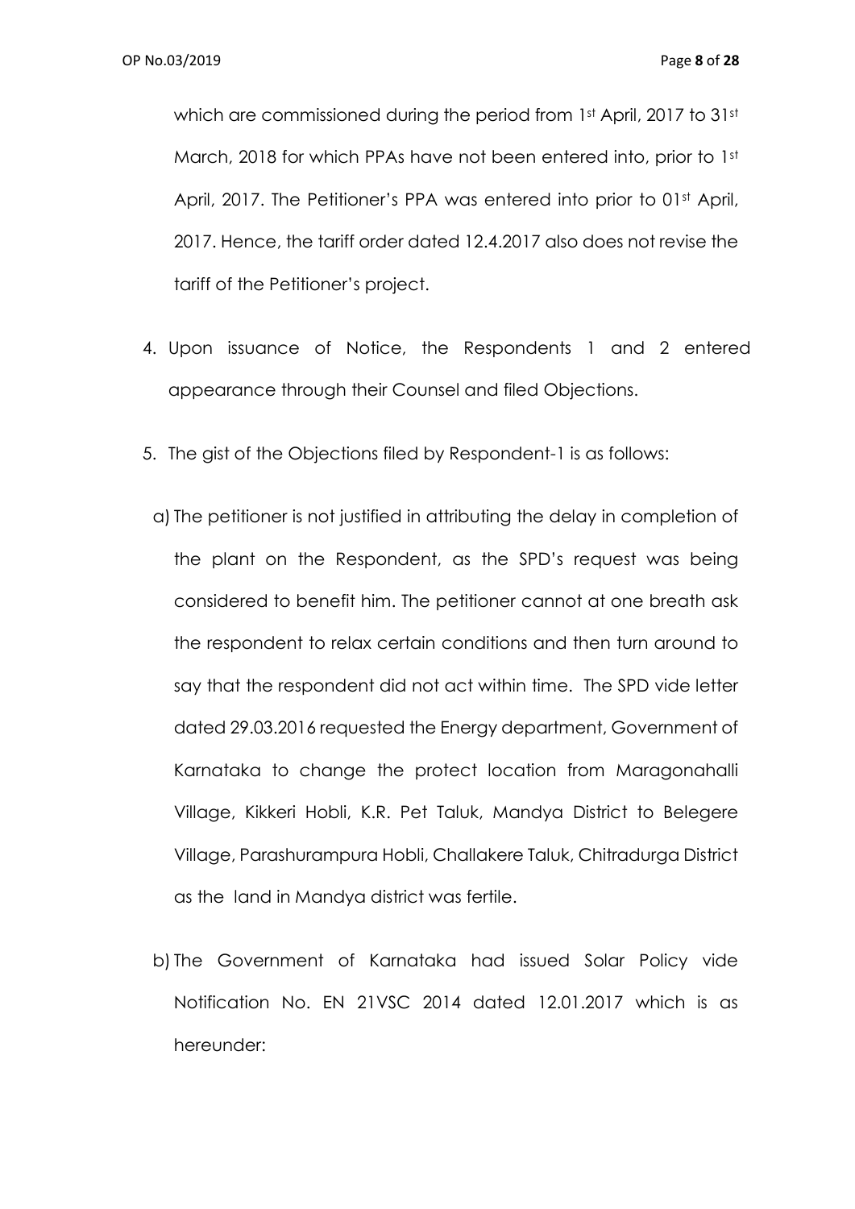which are commissioned during the period from 1st April, 2017 to 31st March, 2018 for which PPAs have not been entered into, prior to 1st April, 2017. The Petitioner's PPA was entered into prior to 01st April, 2017. Hence, the tariff order dated 12.4.2017 also does not revise the tariff of the Petitioner's project.

4. Upon issuance of Notice, the Respondents 1 and 2 entered appearance through their Counsel and filed Objections.

5. The gist of the Objections filed by Respondent-1 is as follows:

   a) The petitioner is not justified in attributing the delay in completion of the plant on the Respondent, as the SPD's request was being considered to benefit him. The petitioner cannot at one breath ask the respondent to relax certain conditions and then turn around to say that the respondent did not act within time. The SPD vide letter dated 29.03.2016 requested the Energy department, Government of Karnataka to change the protect location from Maragonahalli Village, Kikkeri Hobli, K.R. Pet Taluk, Mandya District to Belegere Village, Parashurampura Hobli, Challakere Taluk, Chitradurga District as the land in Mandya district was fertile.

   b) The Government of Karnataka had issued Solar Policy vide Notification No. EN 21VSC 2014 dated 12.01.2017 which is as hereunder: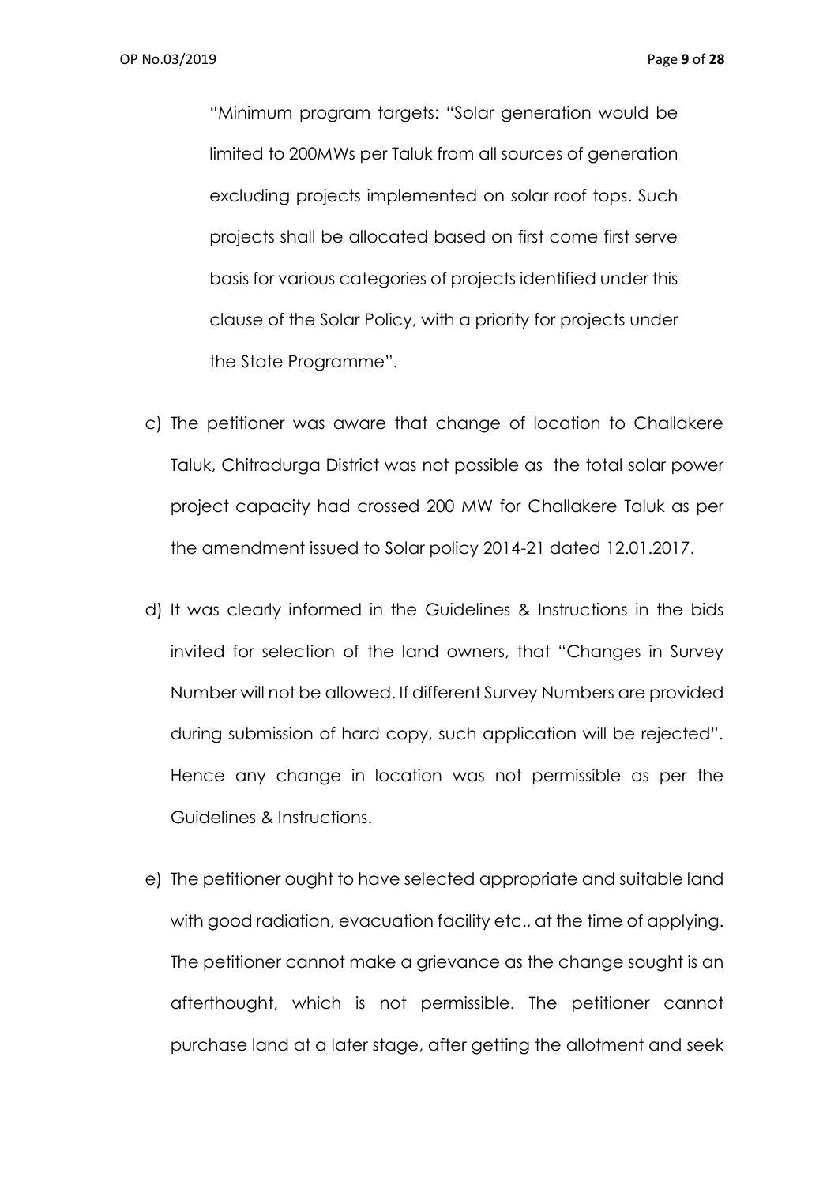"Minimum program targets: "Solar generation would be limited to 200MWs per Taluk from all sources of generation excluding projects implemented on solar roof tops. Such projects shall be allocated based on first come first serve basis for various categories of projects identified under this clause of the Solar Policy, with a priority for projects under the State Programme".

c) The petitioner was aware that change of location to Challakere Taluk, Chitradurga District was not possible as the total solar power project capacity had crossed 200 MW for Challakere Taluk as per the amendment issued to Solar policy 2014-21 dated 12.01.2017.

d) It was clearly informed in the Guidelines & Instructions in the bids invited for selection of the land owners, that "Changes in Survey Number will not be allowed. If different Survey Numbers are provided during submission of hard copy, such application will be rejected". Hence any change in location was not permissible as per the Guidelines & Instructions.

e) The petitioner ought to have selected appropriate and suitable land with good radiation, evacuation facility etc., at the time of applying. The petitioner cannot make a grievance as the change sought is an afterthought, which is not permissible. The petitioner cannot purchase land at a later stage, after getting the allotment and seek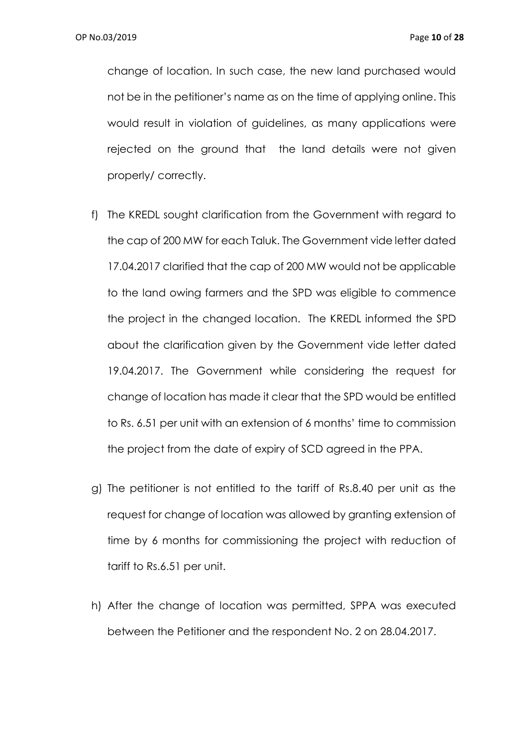change of location. In such case, the new land purchased would not be in the petitioner's name as on the time of applying online. This would result in violation of guidelines, as many applications were rejected on the ground that the land details were not given properly/ correctly.

f) The KREDL sought clarification from the Government with regard to the cap of 200 MW for each Taluk. The Government vide letter dated 17.04.2017 clarified that the cap of 200 MW would not be applicable to the land owing farmers and the SPD was eligible to commence the project in the changed location. The KREDL informed the SPD about the clarification given by the Government vide letter dated 19.04.2017. The Government while considering the request for change of location has made it clear that the SPD would be entitled to Rs. 6.51 per unit with an extension of 6 months' time to commission the project from the date of expiry of SCD agreed in the PPA.

g) The petitioner is not entitled to the tariff of Rs.8.40 per unit as the request for change of location was allowed by granting extension of time by 6 months for commissioning the project with reduction of tariff to Rs.6.51 per unit.

h) After the change of location was permitted, SPPA was executed between the Petitioner and the respondent No. 2 on 28.04.2017.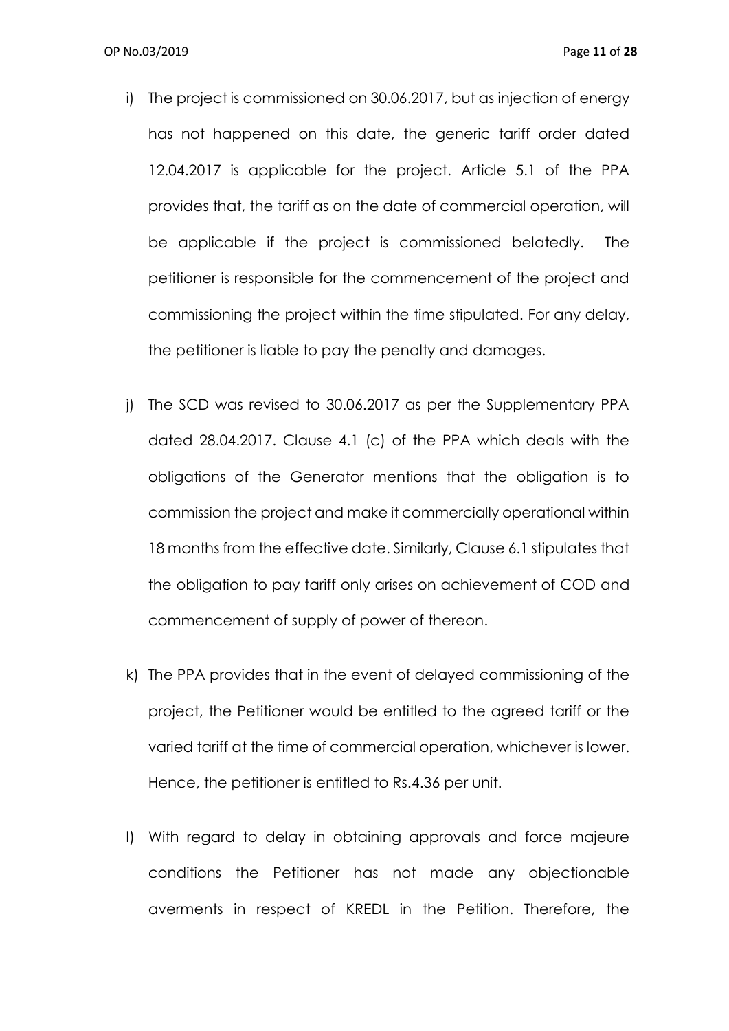i) The project is commissioned on 30.06.2017, but as injection of energy has not happened on this date, the generic tariff order dated 12.04.2017 is applicable for the project. Article 5.1 of the PPA provides that, the tariff as on the date of commercial operation, will be applicable if the project is commissioned belatedly. The petitioner is responsible for the commencement of the project and commissioning the project within the time stipulated. For any delay, the petitioner is liable to pay the penalty and damages.

j) The SCD was revised to 30.06.2017 as per the Supplementary PPA dated 28.04.2017. Clause 4.1 (c) of the PPA which deals with the obligations of the Generator mentions that the obligation is to commission the project and make it commercially operational within 18 months from the effective date. Similarly, Clause 6.1 stipulates that the obligation to pay tariff only arises on achievement of COD and commencement of supply of power of thereon.

k) The PPA provides that in the event of delayed commissioning of the project, the Petitioner would be entitled to the agreed tariff or the varied tariff at the time of commercial operation, whichever is lower. Hence, the petitioner is entitled to Rs.4.36 per unit.

l) With regard to delay in obtaining approvals and force majeure conditions the Petitioner has not made any objectionable averments in respect of KREDL in the Petition. Therefore, the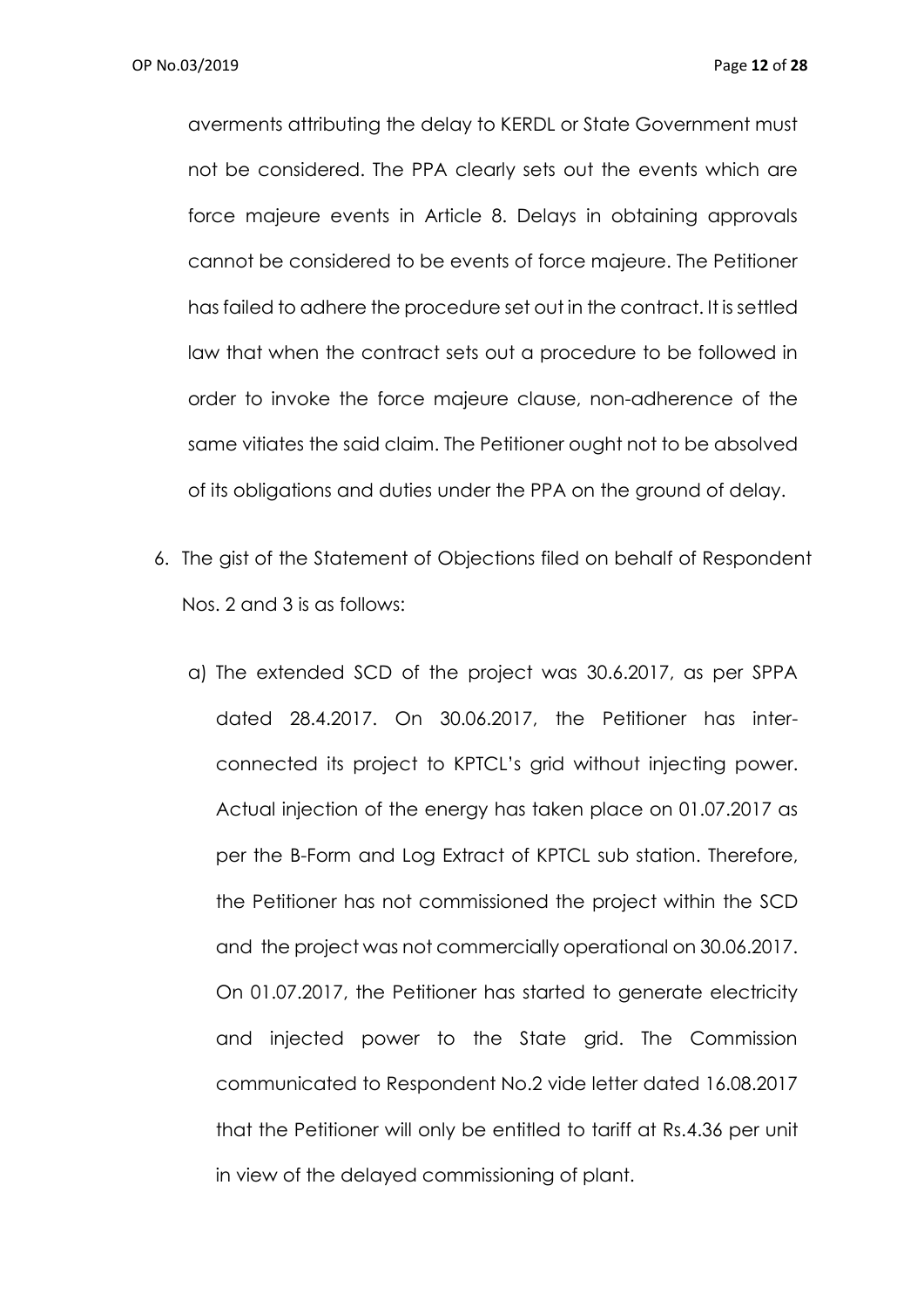averments attributing the delay to KERDL or State Government must not be considered. The PPA clearly sets out the events which are force majeure events in Article 8. Delays in obtaining approvals cannot be considered to be events of force majeure. The Petitioner has failed to adhere the procedure set out in the contract. It is settled law that when the contract sets out a procedure to be followed in order to invoke the force majeure clause, non-adherence of the same vitiates the said claim. The Petitioner ought not to be absolved of its obligations and duties under the PPA on the ground of delay.

6. The gist of the Statement of Objections filed on behalf of Respondent Nos. 2 and 3 is as follows:

   a) The extended SCD of the project was 30.6.2017, as per SPPA dated 28.4.2017. On 30.06.2017, the Petitioner has inter-connected its project to KPTCL's grid without injecting power. Actual injection of the energy has taken place on 01.07.2017 as per the B-Form and Log Extract of KPTCL sub station. Therefore, the Petitioner has not commissioned the project within the SCD and the project was not commercially operational on 30.06.2017. On 01.07.2017, the Petitioner has started to generate electricity and injected power to the State grid. The Commission communicated to Respondent No.2 vide letter dated 16.08.2017 that the Petitioner will only be entitled to tariff at Rs.4.36 per unit in view of the delayed commissioning of plant.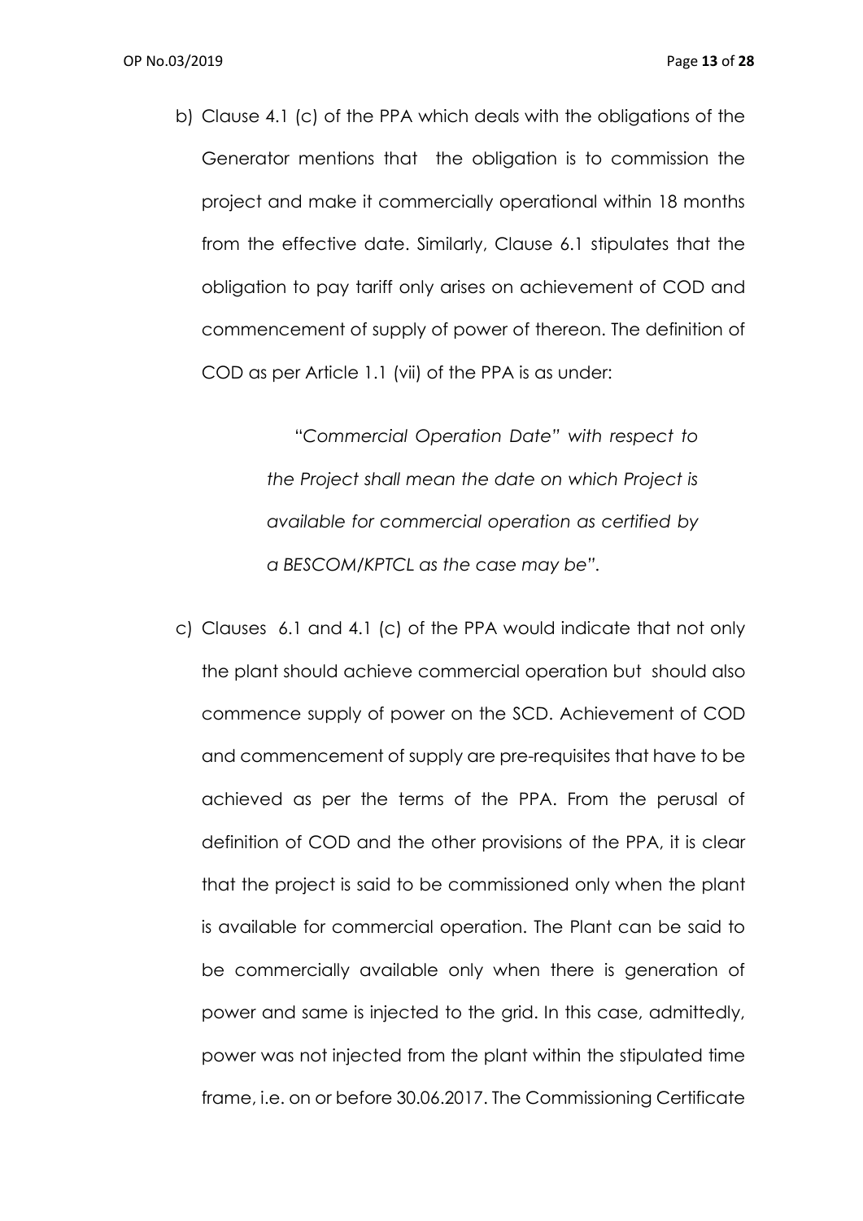b) Clause 4.1 (c) of the PPA which deals with the obligations of the Generator mentions that the obligation is to commission the project and make it commercially operational within 18 months from the effective date. Similarly, Clause 6.1 stipulates that the obligation to pay tariff only arises on achievement of COD and commencement of supply of power of thereon. The definition of COD as per Article 1.1 (vii) of the PPA is as under:

> *"Commercial Operation Date" with respect to the Project shall mean the date on which Project is available for commercial operation as certified by a BESCOM/KPTCL as the case may be".*

c) Clauses 6.1 and 4.1 (c) of the PPA would indicate that not only the plant should achieve commercial operation but should also commence supply of power on the SCD. Achievement of COD and commencement of supply are pre-requisites that have to be achieved as per the terms of the PPA. From the perusal of definition of COD and the other provisions of the PPA, it is clear that the project is said to be commissioned only when the plant is available for commercial operation. The Plant can be said to be commercially available only when there is generation of power and same is injected to the grid. In this case, admittedly, power was not injected from the plant within the stipulated time frame, i.e. on or before 30.06.2017. The Commissioning Certificate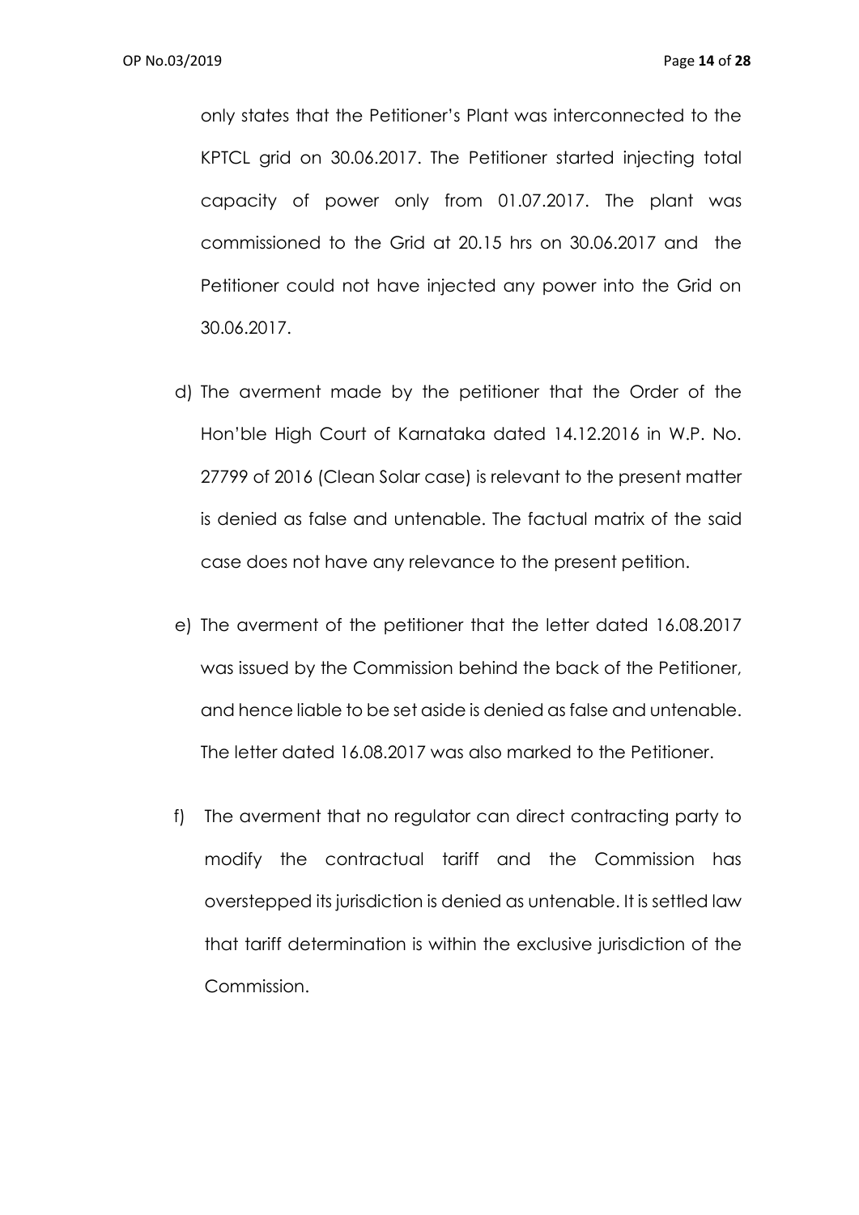only states that the Petitioner's Plant was interconnected to the KPTCL grid on 30.06.2017. The Petitioner started injecting total capacity of power only from 01.07.2017. The plant was commissioned to the Grid at 20.15 hrs on 30.06.2017 and the Petitioner could not have injected any power into the Grid on 30.06.2017.

d) The averment made by the petitioner that the Order of the Hon'ble High Court of Karnataka dated 14.12.2016 in W.P. No. 27799 of 2016 (Clean Solar case) is relevant to the present matter is denied as false and untenable. The factual matrix of the said case does not have any relevance to the present petition.

e) The averment of the petitioner that the letter dated 16.08.2017 was issued by the Commission behind the back of the Petitioner, and hence liable to be set aside is denied as false and untenable. The letter dated 16.08.2017 was also marked to the Petitioner.

f) The averment that no regulator can direct contracting party to modify the contractual tariff and the Commission has overstepped its jurisdiction is denied as untenable. It is settled law that tariff determination is within the exclusive jurisdiction of the Commission.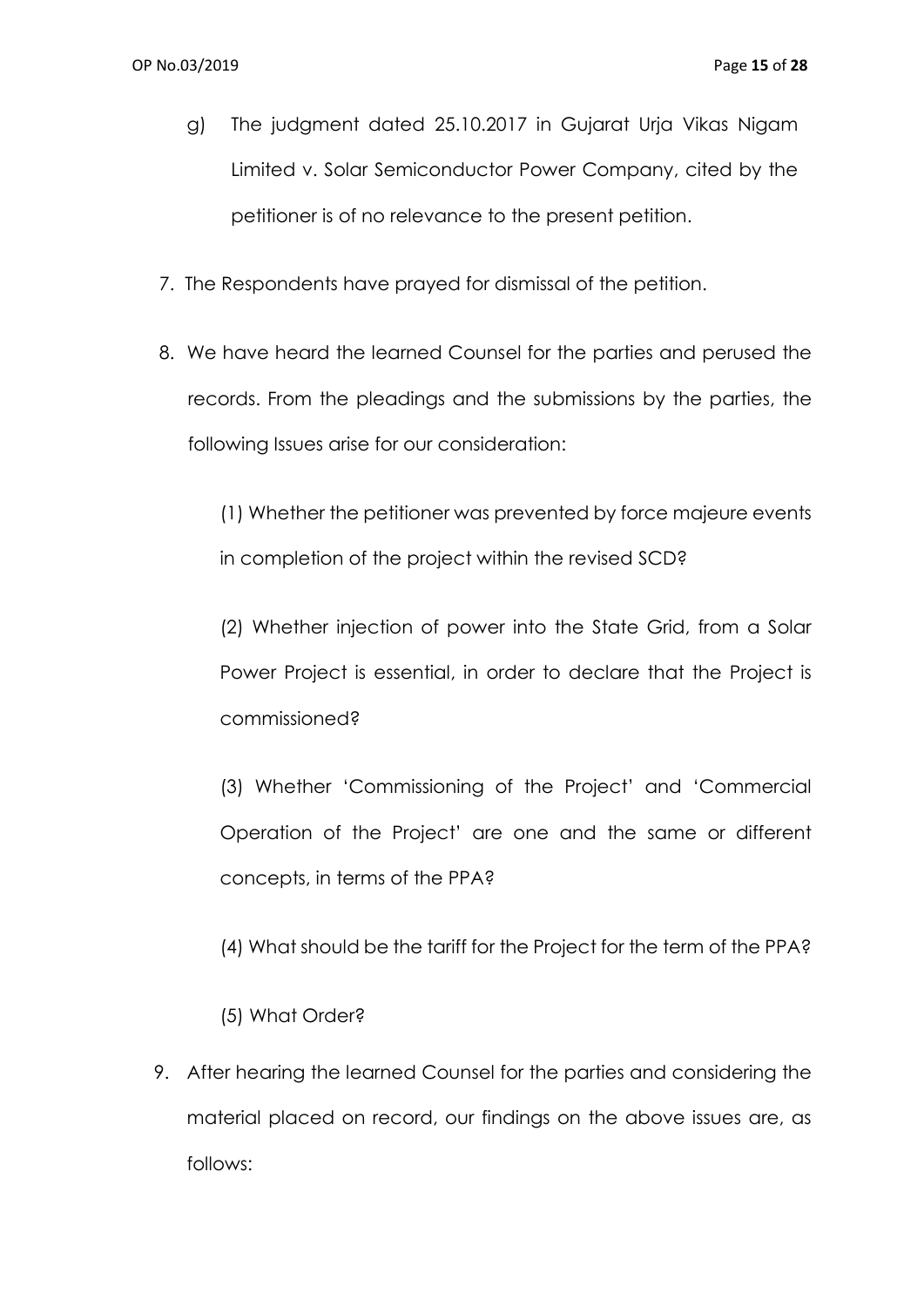g) The judgment dated 25.10.2017 in Gujarat Urja Vikas Nigam Limited v. Solar Semiconductor Power Company, cited by the petitioner is of no relevance to the present petition.

7. The Respondents have prayed for dismissal of the petition.

8. We have heard the learned Counsel for the parties and perused the records. From the pleadings and the submissions by the parties, the following Issues arise for our consideration:

   (1) Whether the petitioner was prevented by force majeure events in completion of the project within the revised SCD?

   (2) Whether injection of power into the State Grid, from a Solar Power Project is essential, in order to declare that the Project is commissioned?

   (3) Whether 'Commissioning of the Project' and 'Commercial Operation of the Project' are one and the same or different concepts, in terms of the PPA?

   (4) What should be the tariff for the Project for the term of the PPA?

   (5) What Order?

9. After hearing the learned Counsel for the parties and considering the material placed on record, our findings on the above issues are, as follows: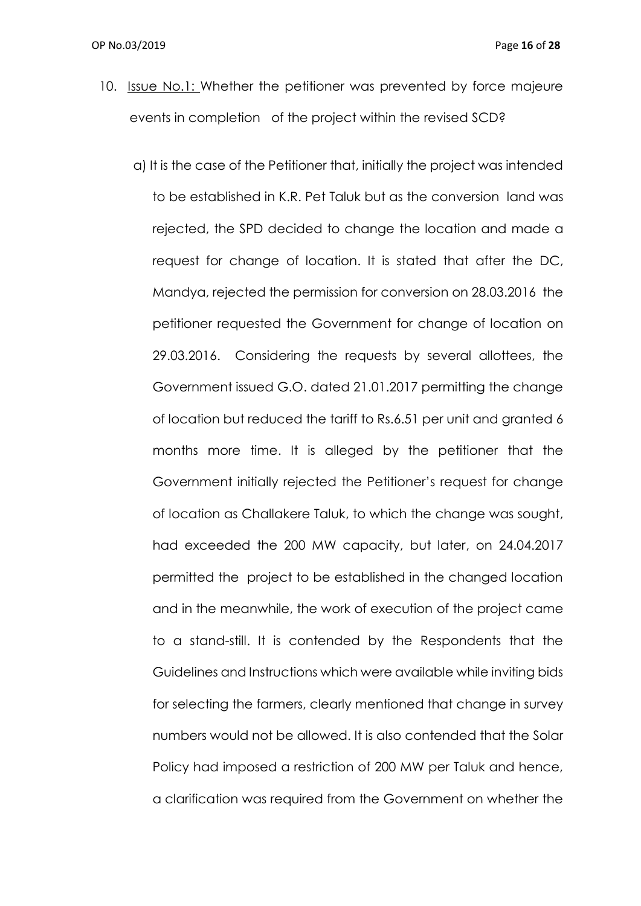10. <u>Issue No.1:</u> Whether the petitioner was prevented by force majeure events in completion of the project within the revised SCD?

    a) It is the case of the Petitioner that, initially the project was intended to be established in K.R. Pet Taluk but as the conversion land was rejected, the SPD decided to change the location and made a request for change of location. It is stated that after the DC, Mandya, rejected the permission for conversion on 28.03.2016 the petitioner requested the Government for change of location on 29.03.2016. Considering the requests by several allottees, the Government issued G.O. dated 21.01.2017 permitting the change of location but reduced the tariff to Rs.6.51 per unit and granted 6 months more time. It is alleged by the petitioner that the Government initially rejected the Petitioner's request for change of location as Challakere Taluk, to which the change was sought, had exceeded the 200 MW capacity, but later, on 24.04.2017 permitted the project to be established in the changed location and in the meanwhile, the work of execution of the project came to a stand-still. It is contended by the Respondents that the Guidelines and Instructions which were available while inviting bids for selecting the farmers, clearly mentioned that change in survey numbers would not be allowed. It is also contended that the Solar Policy had imposed a restriction of 200 MW per Taluk and hence, a clarification was required from the Government on whether the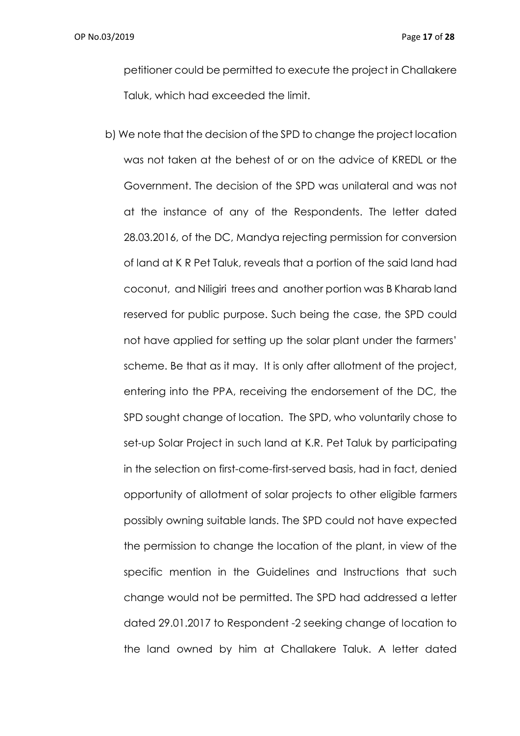petitioner could be permitted to execute the project in Challakere Taluk, which had exceeded the limit.

b) We note that the decision of the SPD to change the project location was not taken at the behest of or on the advice of KREDL or the Government. The decision of the SPD was unilateral and was not at the instance of any of the Respondents. The letter dated 28.03.2016, of the DC, Mandya rejecting permission for conversion of land at K R Pet Taluk, reveals that a portion of the said land had coconut, and Niligiri trees and another portion was B Kharab land reserved for public purpose. Such being the case, the SPD could not have applied for setting up the solar plant under the farmers' scheme. Be that as it may. It is only after allotment of the project, entering into the PPA, receiving the endorsement of the DC, the SPD sought change of location. The SPD, who voluntarily chose to set-up Solar Project in such land at K.R. Pet Taluk by participating in the selection on first-come-first-served basis, had in fact, denied opportunity of allotment of solar projects to other eligible farmers possibly owning suitable lands. The SPD could not have expected the permission to change the location of the plant, in view of the specific mention in the Guidelines and Instructions that such change would not be permitted. The SPD had addressed a letter dated 29.01.2017 to Respondent -2 seeking change of location to the land owned by him at Challakere Taluk. A letter dated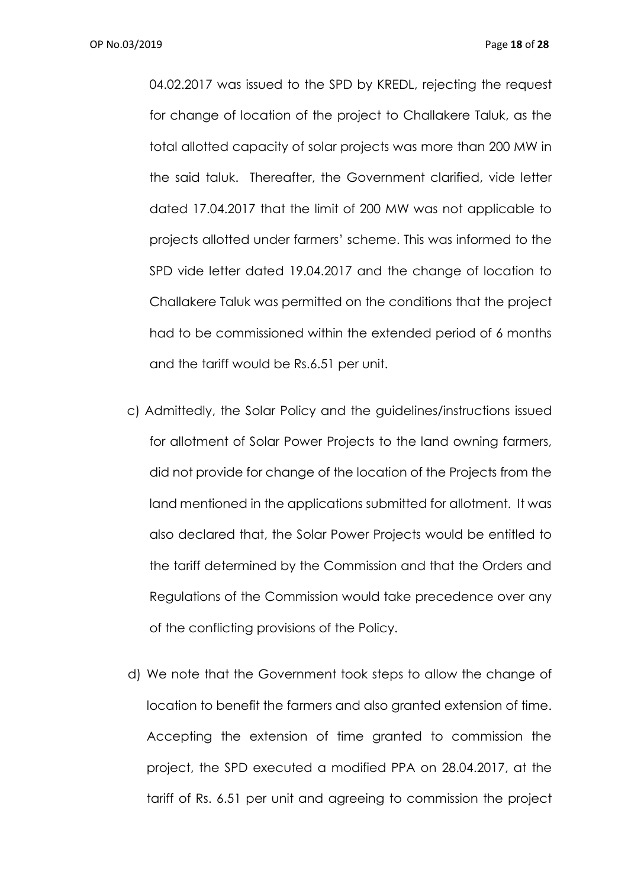04.02.2017 was issued to the SPD by KREDL, rejecting the request for change of location of the project to Challakere Taluk, as the total allotted capacity of solar projects was more than 200 MW in the said taluk. Thereafter, the Government clarified, vide letter dated 17.04.2017 that the limit of 200 MW was not applicable to projects allotted under farmers' scheme. This was informed to the SPD vide letter dated 19.04.2017 and the change of location to Challakere Taluk was permitted on the conditions that the project had to be commissioned within the extended period of 6 months and the tariff would be Rs.6.51 per unit.

c) Admittedly, the Solar Policy and the guidelines/instructions issued for allotment of Solar Power Projects to the land owning farmers, did not provide for change of the location of the Projects from the land mentioned in the applications submitted for allotment. It was also declared that, the Solar Power Projects would be entitled to the tariff determined by the Commission and that the Orders and Regulations of the Commission would take precedence over any of the conflicting provisions of the Policy.

d) We note that the Government took steps to allow the change of location to benefit the farmers and also granted extension of time. Accepting the extension of time granted to commission the project, the SPD executed a modified PPA on 28.04.2017, at the tariff of Rs. 6.51 per unit and agreeing to commission the project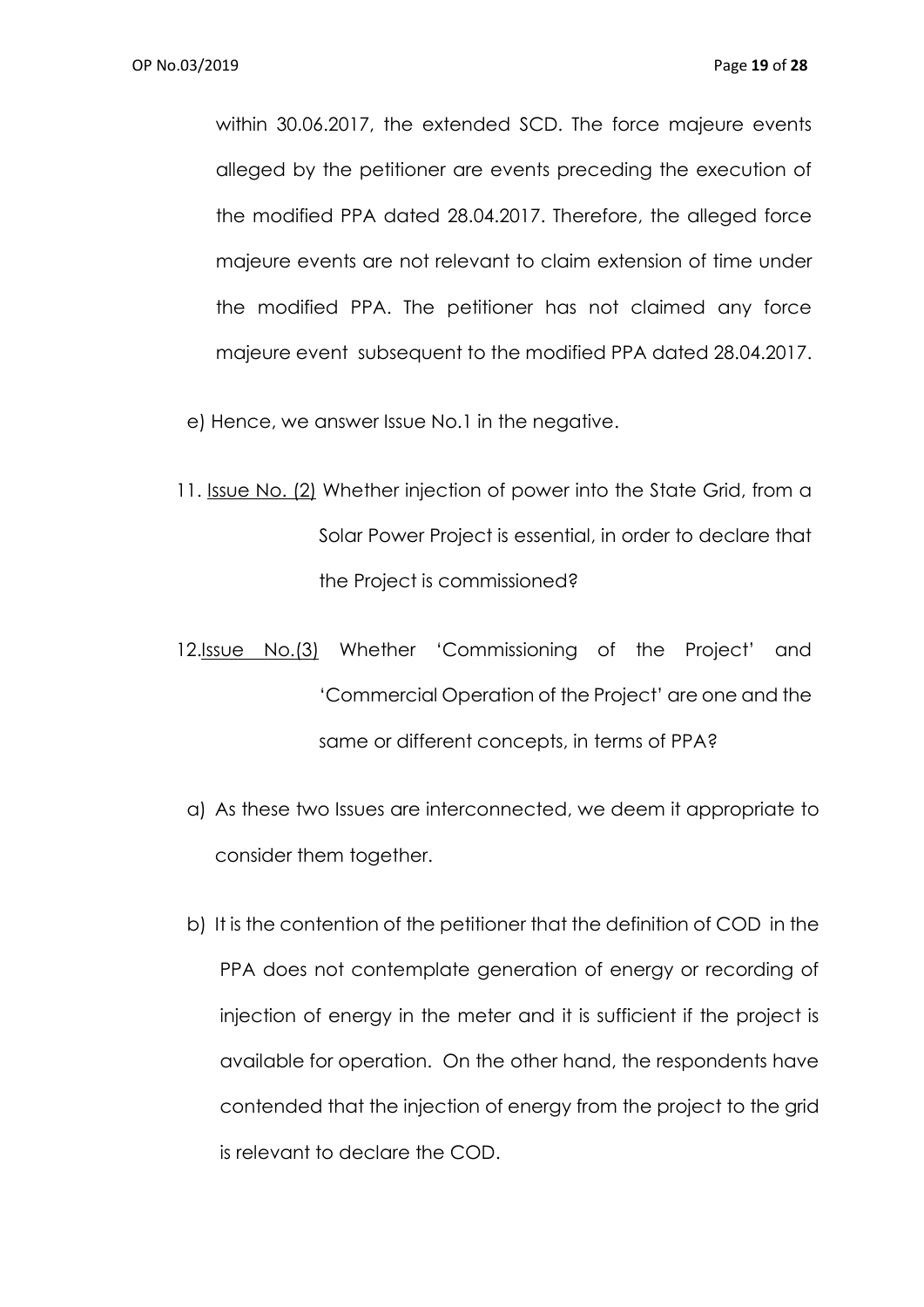within 30.06.2017, the extended SCD. The force majeure events alleged by the petitioner are events preceding the execution of the modified PPA dated 28.04.2017. Therefore, the alleged force majeure events are not relevant to claim extension of time under the modified PPA. The petitioner has not claimed any force majeure event subsequent to the modified PPA dated 28.04.2017.

e) Hence, we answer Issue No.1 in the negative.

11. Issue No. (2) Whether injection of power into the State Grid, from a Solar Power Project is essential, in order to declare that the Project is commissioned?

12. Issue No.(3) Whether 'Commissioning of the Project' and 'Commercial Operation of the Project' are one and the same or different concepts, in terms of PPA?

a) As these two Issues are interconnected, we deem it appropriate to consider them together.

b) It is the contention of the petitioner that the definition of COD in the PPA does not contemplate generation of energy or recording of injection of energy in the meter and it is sufficient if the project is available for operation. On the other hand, the respondents have contended that the injection of energy from the project to the grid is relevant to declare the COD.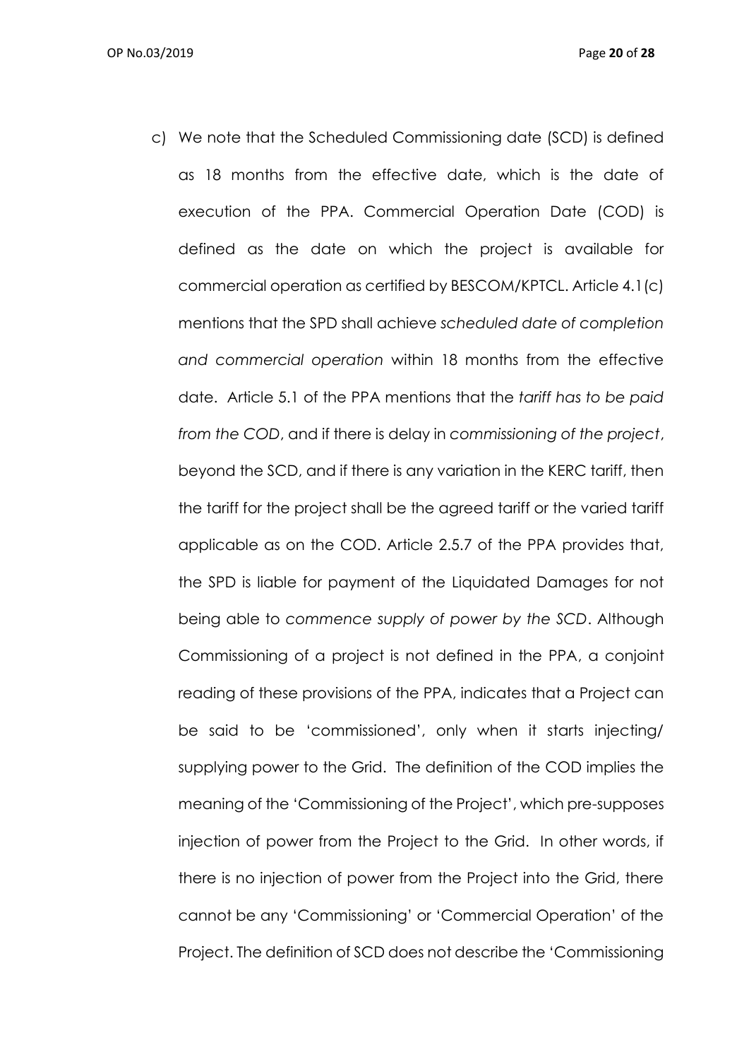c) We note that the Scheduled Commissioning date (SCD) is defined as 18 months from the effective date, which is the date of execution of the PPA. Commercial Operation Date (COD) is defined as the date on which the project is available for commercial operation as certified by BESCOM/KPTCL. Article 4.1(c) mentions that the SPD shall achieve *scheduled date of completion and commercial operation* within 18 months from the effective date. Article 5.1 of the PPA mentions that the *tariff has to be paid from the COD*, and if there is delay in *commissioning of the project*, beyond the SCD, and if there is any variation in the KERC tariff, then the tariff for the project shall be the agreed tariff or the varied tariff applicable as on the COD. Article 2.5.7 of the PPA provides that, the SPD is liable for payment of the Liquidated Damages for not being able to *commence supply of power by the SCD*. Although Commissioning of a project is not defined in the PPA, a conjoint reading of these provisions of the PPA, indicates that a Project can be said to be 'commissioned', only when it starts injecting/ supplying power to the Grid. The definition of the COD implies the meaning of the 'Commissioning of the Project', which pre-supposes injection of power from the Project to the Grid. In other words, if there is no injection of power from the Project into the Grid, there cannot be any 'Commissioning' or 'Commercial Operation' of the Project. The definition of SCD does not describe the 'Commissioning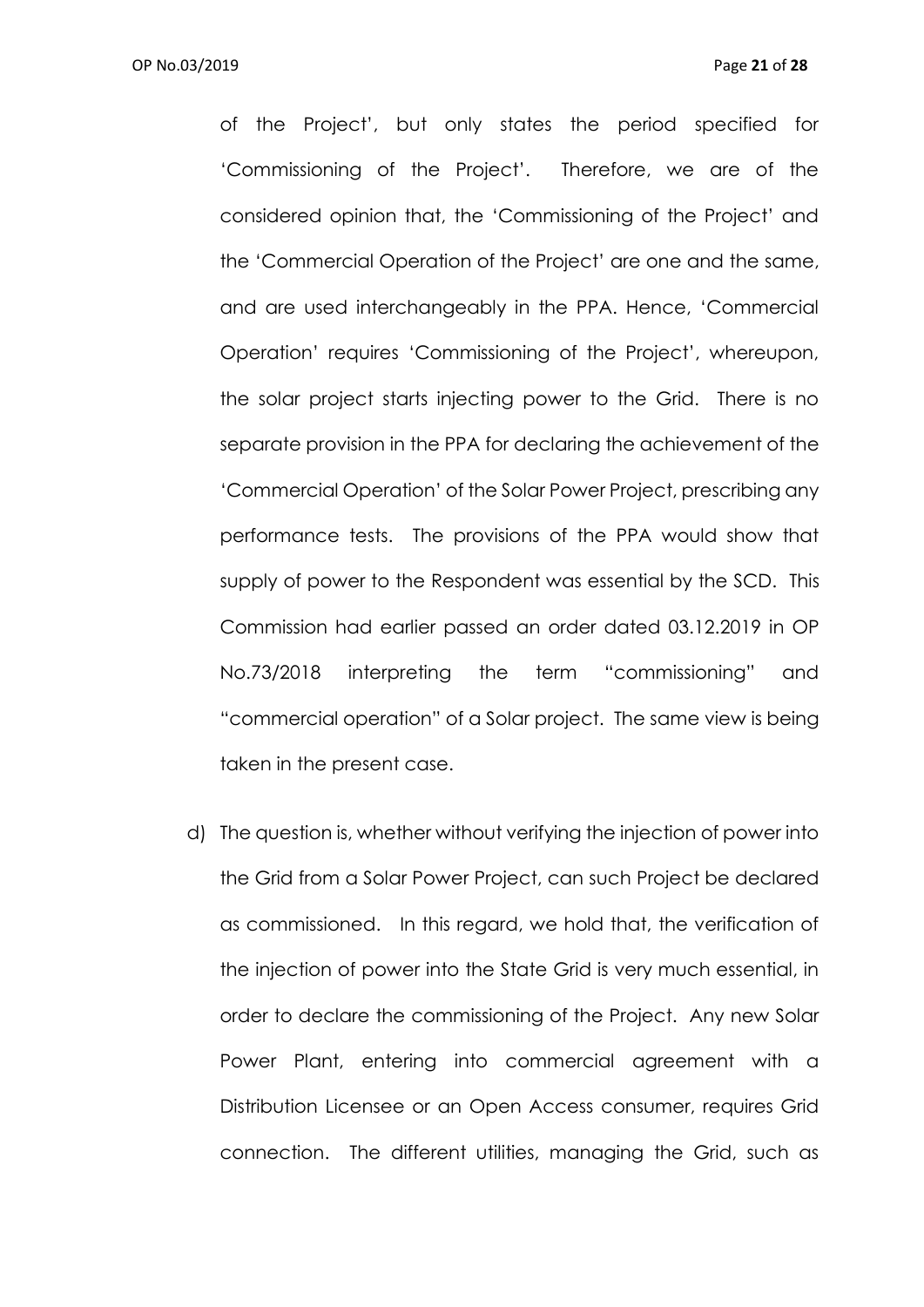of the Project', but only states the period specified for 'Commissioning of the Project'. Therefore, we are of the considered opinion that, the 'Commissioning of the Project' and the 'Commercial Operation of the Project' are one and the same, and are used interchangeably in the PPA. Hence, 'Commercial Operation' requires 'Commissioning of the Project', whereupon, the solar project starts injecting power to the Grid. There is no separate provision in the PPA for declaring the achievement of the 'Commercial Operation' of the Solar Power Project, prescribing any performance tests. The provisions of the PPA would show that supply of power to the Respondent was essential by the SCD. This Commission had earlier passed an order dated 03.12.2019 in OP No.73/2018 interpreting the term "commissioning" and "commercial operation" of a Solar project. The same view is being taken in the present case.

d) The question is, whether without verifying the injection of power into the Grid from a Solar Power Project, can such Project be declared as commissioned. In this regard, we hold that, the verification of the injection of power into the State Grid is very much essential, in order to declare the commissioning of the Project. Any new Solar Power Plant, entering into commercial agreement with a Distribution Licensee or an Open Access consumer, requires Grid connection. The different utilities, managing the Grid, such as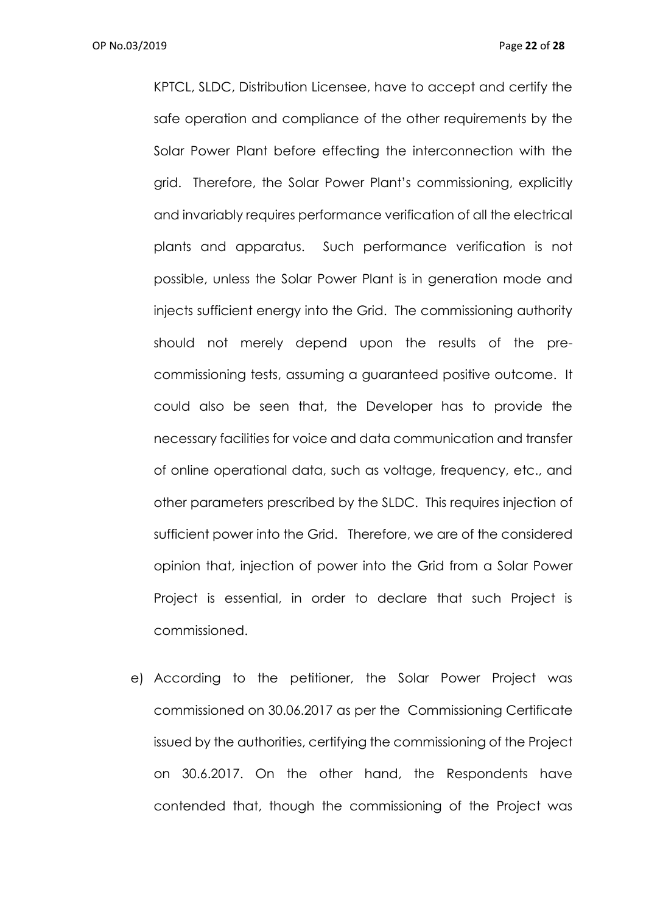KPTCL, SLDC, Distribution Licensee, have to accept and certify the safe operation and compliance of the other requirements by the Solar Power Plant before effecting the interconnection with the grid. Therefore, the Solar Power Plant's commissioning, explicitly and invariably requires performance verification of all the electrical plants and apparatus. Such performance verification is not possible, unless the Solar Power Plant is in generation mode and injects sufficient energy into the Grid. The commissioning authority should not merely depend upon the results of the pre-commissioning tests, assuming a guaranteed positive outcome. It could also be seen that, the Developer has to provide the necessary facilities for voice and data communication and transfer of online operational data, such as voltage, frequency, etc., and other parameters prescribed by the SLDC. This requires injection of sufficient power into the Grid. Therefore, we are of the considered opinion that, injection of power into the Grid from a Solar Power Project is essential, in order to declare that such Project is commissioned.

e) According to the petitioner, the Solar Power Project was commissioned on 30.06.2017 as per the Commissioning Certificate issued by the authorities, certifying the commissioning of the Project on 30.6.2017. On the other hand, the Respondents have contended that, though the commissioning of the Project was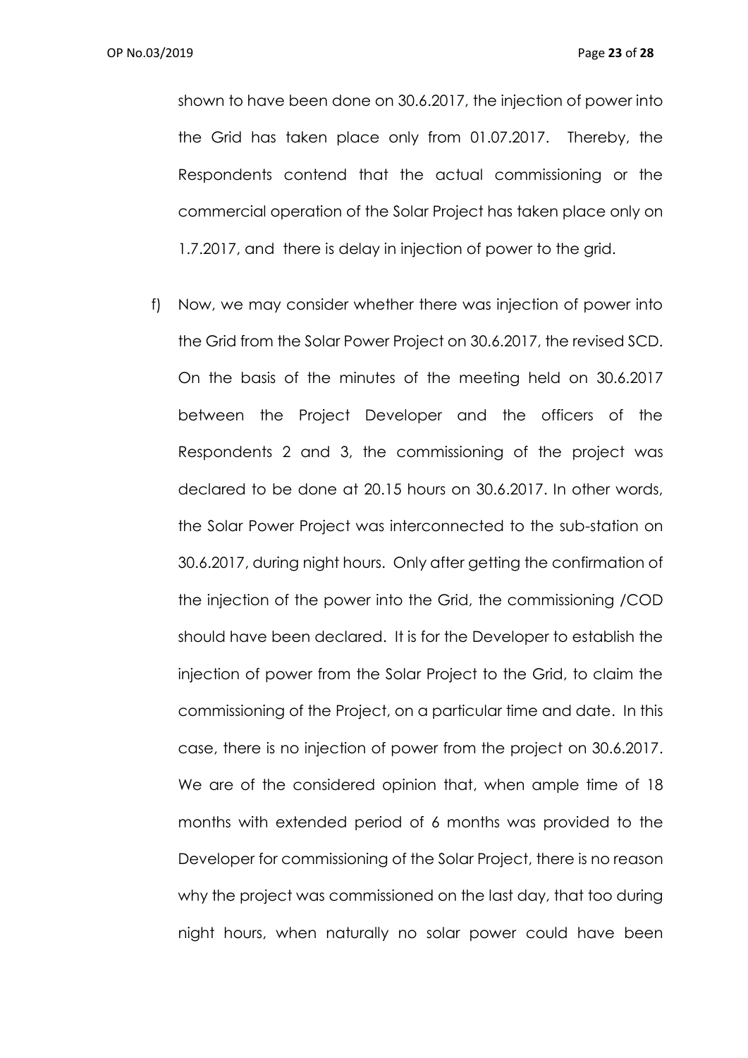shown to have been done on 30.6.2017, the injection of power into the Grid has taken place only from 01.07.2017. Thereby, the Respondents contend that the actual commissioning or the commercial operation of the Solar Project has taken place only on 1.7.2017, and there is delay in injection of power to the grid.

f) Now, we may consider whether there was injection of power into the Grid from the Solar Power Project on 30.6.2017, the revised SCD. On the basis of the minutes of the meeting held on 30.6.2017 between the Project Developer and the officers of the Respondents 2 and 3, the commissioning of the project was declared to be done at 20.15 hours on 30.6.2017. In other words, the Solar Power Project was interconnected to the sub-station on 30.6.2017, during night hours. Only after getting the confirmation of the injection of the power into the Grid, the commissioning /COD should have been declared. It is for the Developer to establish the injection of power from the Solar Project to the Grid, to claim the commissioning of the Project, on a particular time and date. In this case, there is no injection of power from the project on 30.6.2017. We are of the considered opinion that, when ample time of 18 months with extended period of 6 months was provided to the Developer for commissioning of the Solar Project, there is no reason why the project was commissioned on the last day, that too during night hours, when naturally no solar power could have been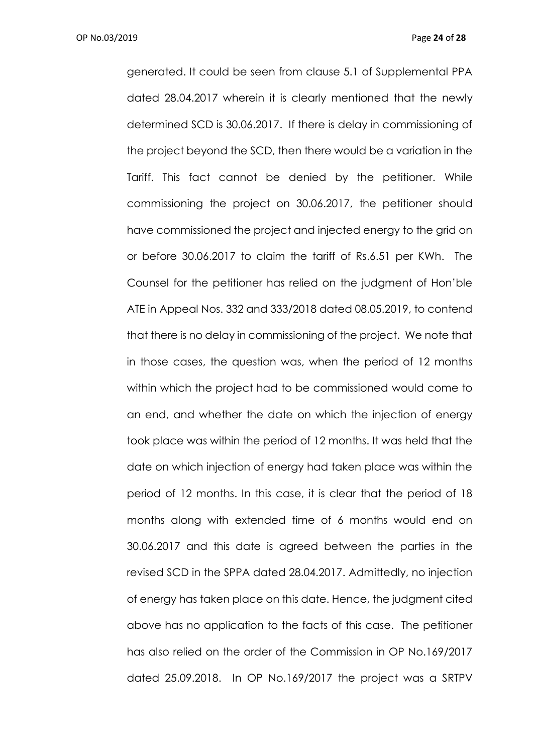generated. It could be seen from clause 5.1 of Supplemental PPA dated 28.04.2017 wherein it is clearly mentioned that the newly determined SCD is 30.06.2017. If there is delay in commissioning of the project beyond the SCD, then there would be a variation in the Tariff. This fact cannot be denied by the petitioner. While commissioning the project on 30.06.2017, the petitioner should have commissioned the project and injected energy to the grid on or before 30.06.2017 to claim the tariff of Rs.6.51 per KWh. The Counsel for the petitioner has relied on the judgment of Hon'ble ATE in Appeal Nos. 332 and 333/2018 dated 08.05.2019, to contend that there is no delay in commissioning of the project. We note that in those cases, the question was, when the period of 12 months within which the project had to be commissioned would come to an end, and whether the date on which the injection of energy took place was within the period of 12 months. It was held that the date on which injection of energy had taken place was within the period of 12 months. In this case, it is clear that the period of 18 months along with extended time of 6 months would end on 30.06.2017 and this date is agreed between the parties in the revised SCD in the SPPA dated 28.04.2017. Admittedly, no injection of energy has taken place on this date. Hence, the judgment cited above has no application to the facts of this case. The petitioner has also relied on the order of the Commission in OP No.169/2017 dated 25.09.2018. In OP No.169/2017 the project was a SRTPV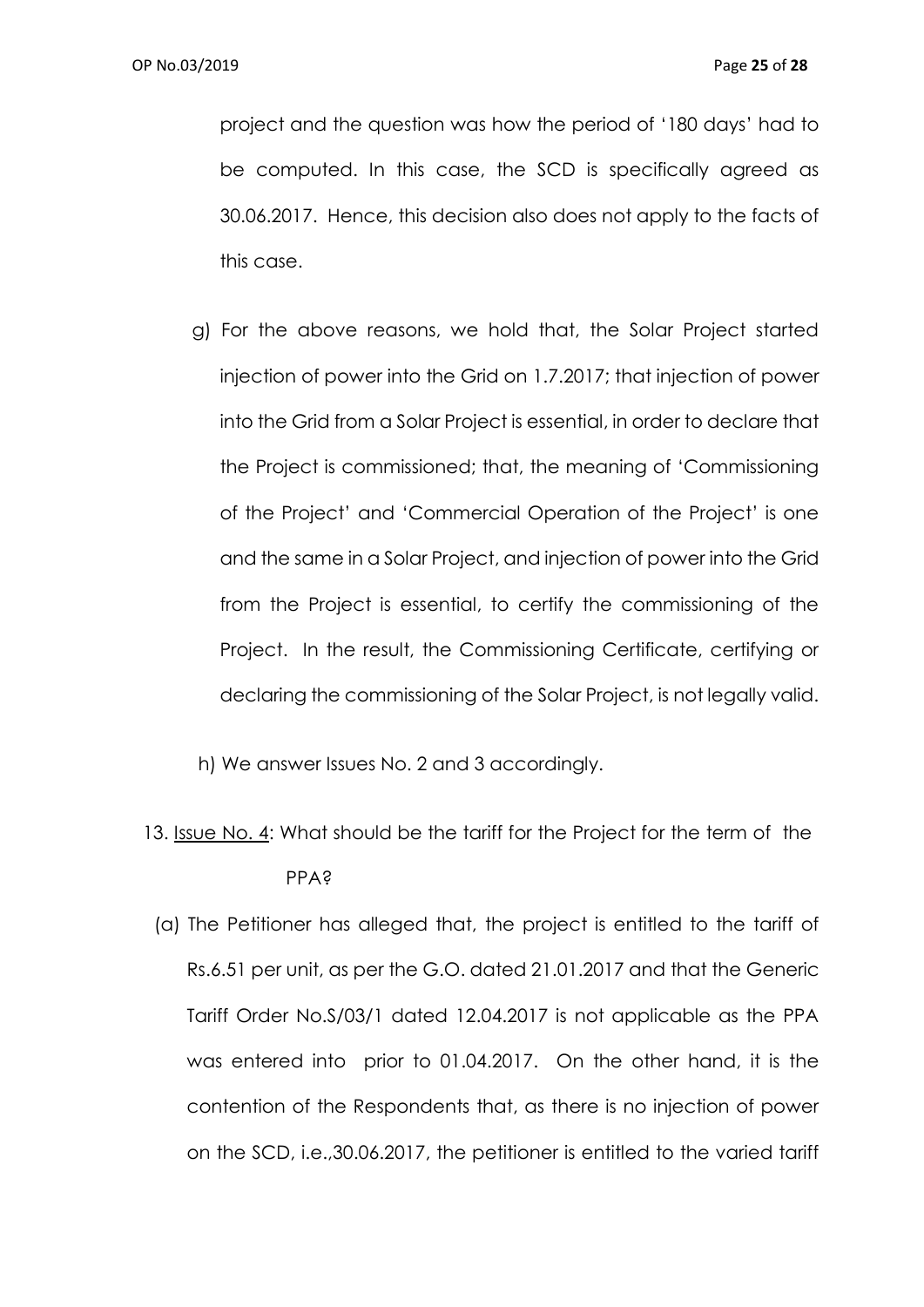project and the question was how the period of '180 days' had to be computed. In this case, the SCD is specifically agreed as 30.06.2017. Hence, this decision also does not apply to the facts of this case.

g) For the above reasons, we hold that, the Solar Project started injection of power into the Grid on 1.7.2017; that injection of power into the Grid from a Solar Project is essential, in order to declare that the Project is commissioned; that, the meaning of 'Commissioning of the Project' and 'Commercial Operation of the Project' is one and the same in a Solar Project, and injection of power into the Grid from the Project is essential, to certify the commissioning of the Project. In the result, the Commissioning Certificate, certifying or declaring the commissioning of the Solar Project, is not legally valid.

h) We answer Issues No. 2 and 3 accordingly.

13. Issue No. 4: What should be the tariff for the Project for the term of the PPA?

(a) The Petitioner has alleged that, the project is entitled to the tariff of Rs.6.51 per unit, as per the G.O. dated 21.01.2017 and that the Generic Tariff Order No.S/03/1 dated 12.04.2017 is not applicable as the PPA was entered into prior to 01.04.2017. On the other hand, it is the contention of the Respondents that, as there is no injection of power on the SCD, i.e.,30.06.2017, the petitioner is entitled to the varied tariff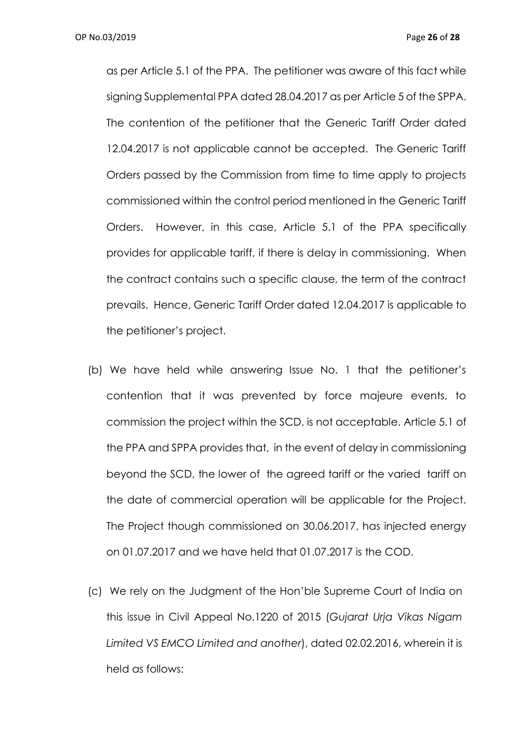as per Article 5.1 of the PPA. The petitioner was aware of this fact while signing Supplemental PPA dated 28.04.2017 as per Article 5 of the SPPA. The contention of the petitioner that the Generic Tariff Order dated 12.04.2017 is not applicable cannot be accepted. The Generic Tariff Orders passed by the Commission from time to time apply to projects commissioned within the control period mentioned in the Generic Tariff Orders. However, in this case, Article 5.1 of the PPA specifically provides for applicable tariff, if there is delay in commissioning. When the contract contains such a specific clause, the term of the contract prevails. Hence, Generic Tariff Order dated 12.04.2017 is applicable to the petitioner's project.

(b) We have held while answering Issue No. 1 that the petitioner's contention that it was prevented by force majeure events, to commission the project within the SCD, is not acceptable. Article 5.1 of the PPA and SPPA provides that, in the event of delay in commissioning beyond the SCD, the lower of the agreed tariff or the varied tariff on the date of commercial operation will be applicable for the Project. The Project though commissioned on 30.06.2017, has injected energy on 01.07.2017 and we have held that 01.07.2017 is the COD.

(c) We rely on the Judgment of the Hon'ble Supreme Court of India on this issue in Civil Appeal No.1220 of 2015 (*Gujarat Urja Vikas Nigam Limited VS EMCO Limited and another*), dated 02.02.2016, wherein it is held as follows: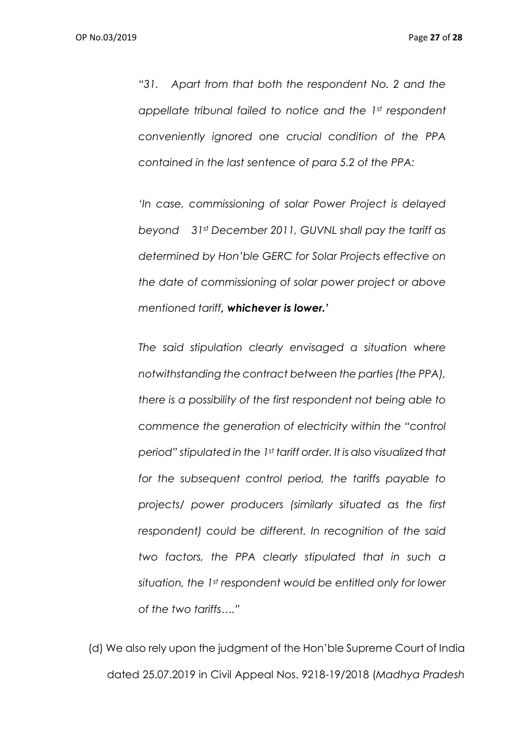*"31. Apart from that both the respondent No. 2 and the appellate tribunal failed to notice and the 1st respondent conveniently ignored one crucial condition of the PPA contained in the last sentence of para 5.2 of the PPA:*

*'In case, commissioning of solar Power Project is delayed beyond 31st December 2011, GUVNL shall pay the tariff as determined by Hon'ble GERC for Solar Projects effective on the date of commissioning of solar power project or above mentioned tariff**, whichever is lower.'***

*The said stipulation clearly envisaged a situation where notwithstanding the contract between the parties (the PPA), there is a possibility of the first respondent not being able to commence the generation of electricity within the "control period" stipulated in the 1st tariff order. It is also visualized that for the subsequent control period, the tariffs payable to projects/ power producers (similarly situated as the first respondent) could be different. In recognition of the said two factors, the PPA clearly stipulated that in such a situation, the 1st respondent would be entitled only for lower of the two tariffs…."*

(d) We also rely upon the judgment of the Hon'ble Supreme Court of India dated 25.07.2019 in Civil Appeal Nos. 9218-19/2018 (*Madhya Pradesh*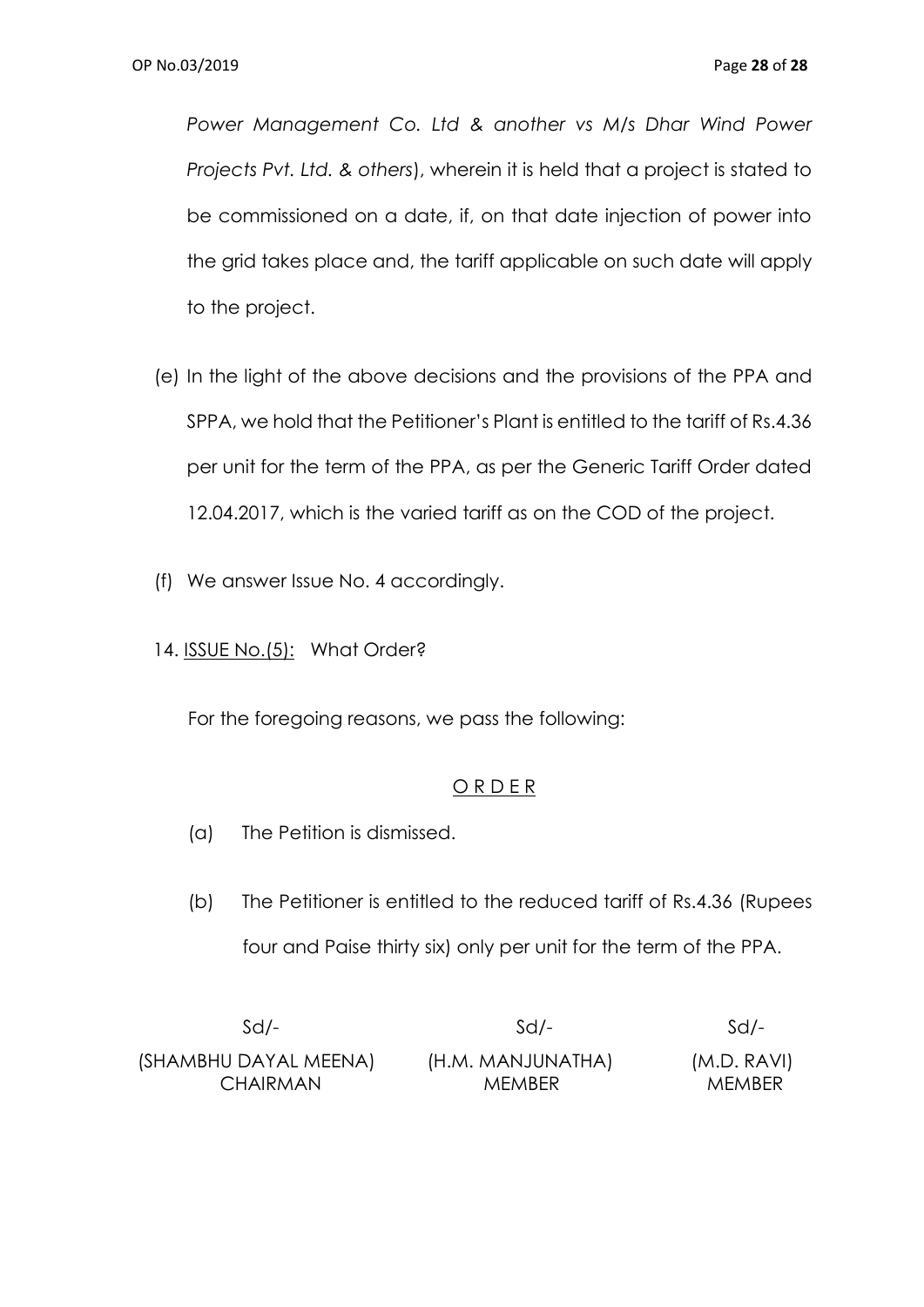*Power Management Co. Ltd & another vs M/s Dhar Wind Power Projects Pvt. Ltd. & others*), wherein it is held that a project is stated to be commissioned on a date, if, on that date injection of power into the grid takes place and, the tariff applicable on such date will apply to the project.

(e) In the light of the above decisions and the provisions of the PPA and SPPA, we hold that the Petitioner's Plant is entitled to the tariff of Rs.4.36 per unit for the term of the PPA, as per the Generic Tariff Order dated 12.04.2017, which is the varied tariff as on the COD of the project.

(f) We answer Issue No. 4 accordingly.

14. <u>ISSUE No.(5):</u> What Order?

For the foregoing reasons, we pass the following:

<u>O R D E R</u>

(a) The Petition is dismissed.

(b) The Petitioner is entitled to the reduced tariff of Rs.4.36 (Rupees four and Paise thirty six) only per unit for the term of the PPA.

| | | |
|---|---|---|
| Sd/- | Sd/- | Sd/- |
| (SHAMBHU DAYAL MEENA) CHAIRMAN | (H.M. MANJUNATHA) MEMBER | (M.D. RAVI) MEMBER |